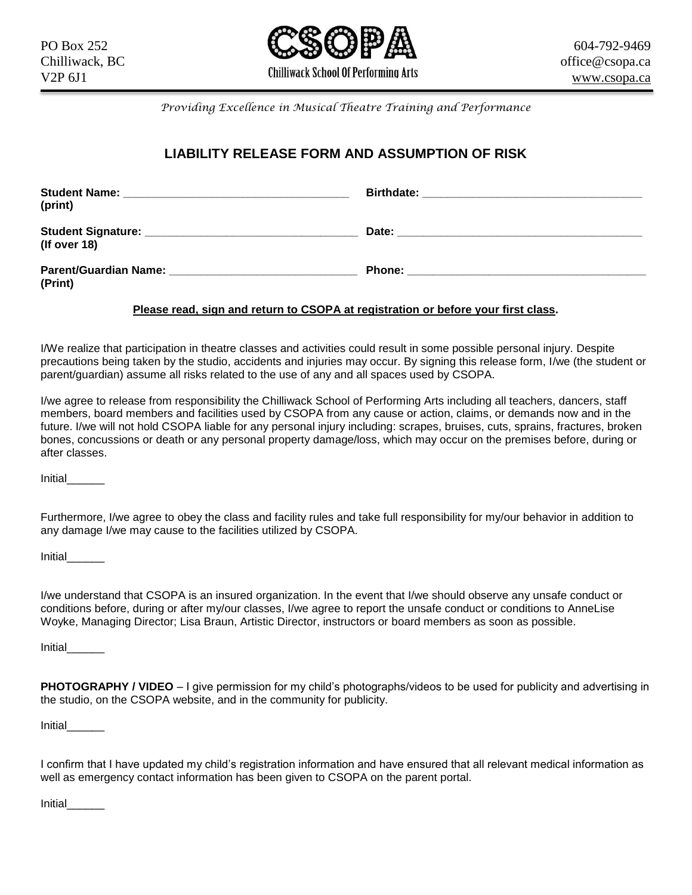PO Box 252
Chilliwack, BC
V2P 6J1

**CSOPA**
Chilliwack School Of Performing Arts

604-792-9469
office@csopa.ca
www.csopa.ca

*Providing Excellence in Musical Theatre Training and Performance*

## LIABILITY RELEASE FORM AND ASSUMPTION OF RISK

**Student Name:** ____________________________________ **Birthdate:** ___________________________________
**(print)**

**Student Signature:** ___________________________________ **Date:** ________________________________________
**(If over 18)**

**Parent/Guardian Name:** _____________________________ **Phone:** ______________________________________
**(Print)**

**Please read, sign and return to CSOPA at registration or before your first class.**

I/We realize that participation in theatre classes and activities could result in some possible personal injury. Despite precautions being taken by the studio, accidents and injuries may occur. By signing this release form, I/we (the student or parent/guardian) assume all risks related to the use of any and all spaces used by CSOPA.

I/we agree to release from responsibility the Chilliwack School of Performing Arts including all teachers, dancers, staff members, board members and facilities used by CSOPA from any cause or action, claims, or demands now and in the future. I/we will not hold CSOPA liable for any personal injury including: scrapes, bruises, cuts, sprains, fractures, broken bones, concussions or death or any personal property damage/loss, which may occur on the premises before, during or after classes.

Initial______

Furthermore, I/we agree to obey the class and facility rules and take full responsibility for my/our behavior in addition to any damage I/we may cause to the facilities utilized by CSOPA.

Initial______

I/we understand that CSOPA is an insured organization. In the event that I/we should observe any unsafe conduct or conditions before, during or after my/our classes, I/we agree to report the unsafe conduct or conditions to AnneLise Woyke, Managing Director; Lisa Braun, Artistic Director, instructors or board members as soon as possible.

Initial______

**PHOTOGRAPHY / VIDEO** – I give permission for my child's photographs/videos to be used for publicity and advertising in the studio, on the CSOPA website, and in the community for publicity.

Initial______

I confirm that I have updated my child's registration information and have ensured that all relevant medical information as well as emergency contact information has been given to CSOPA on the parent portal.

Initial______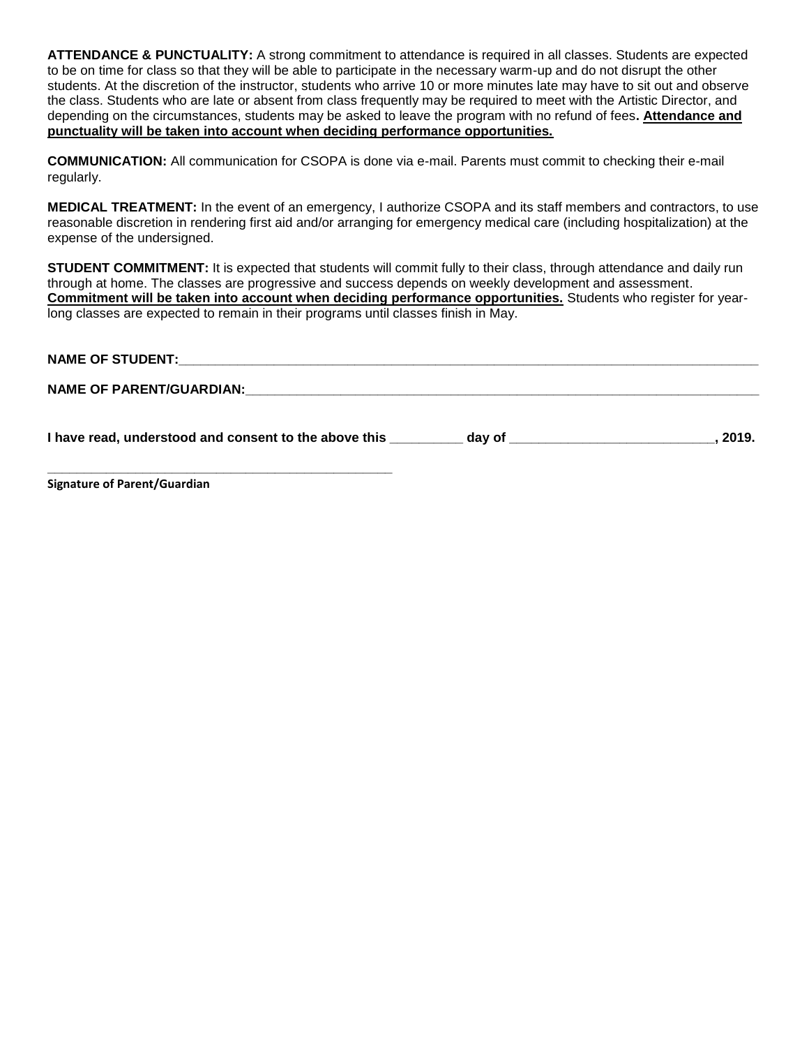**ATTENDANCE & PUNCTUALITY:** A strong commitment to attendance is required in all classes. Students are expected to be on time for class so that they will be able to participate in the necessary warm-up and do not disrupt the other students. At the discretion of the instructor, students who arrive 10 or more minutes late may have to sit out and observe the class. Students who are late or absent from class frequently may be required to meet with the Artistic Director, and depending on the circumstances, students may be asked to leave the program with no refund of fees**.** **<u>Attendance and punctuality will be taken into account when deciding performance opportunities.</u>**

**COMMUNICATION:** All communication for CSOPA is done via e-mail. Parents must commit to checking their e-mail regularly.

**MEDICAL TREATMENT:** In the event of an emergency, I authorize CSOPA and its staff members and contractors, to use reasonable discretion in rendering first aid and/or arranging for emergency medical care (including hospitalization) at the expense of the undersigned.

**STUDENT COMMITMENT:** It is expected that students will commit fully to their class, through attendance and daily run through at home. The classes are progressive and success depends on weekly development and assessment. **<u>Commitment will be taken into account when deciding performance opportunities.</u>** Students who register for year-long classes are expected to remain in their programs until classes finish in May.

**NAME OF STUDENT:**\_\_\_\_\_\_\_\_\_\_\_\_\_\_\_\_\_\_\_\_\_\_\_\_\_\_\_\_\_\_\_\_\_\_\_\_\_\_\_\_\_\_\_\_\_\_\_\_\_\_\_\_\_\_\_\_\_\_\_\_\_\_\_\_\_\_\_\_\_\_\_\_

**NAME OF PARENT/GUARDIAN:**\_\_\_\_\_\_\_\_\_\_\_\_\_\_\_\_\_\_\_\_\_\_\_\_\_\_\_\_\_\_\_\_\_\_\_\_\_\_\_\_\_\_\_\_\_\_\_\_\_\_\_\_\_\_\_\_\_\_\_\_\_\_

**I have read, understood and consent to the above this \_\_\_\_\_\_\_\_\_\_ day of \_\_\_\_\_\_\_\_\_\_\_\_\_\_\_\_\_\_\_\_\_\_\_\_\_\_\_\_, 2019.**

\_\_\_\_\_\_\_\_\_\_\_\_\_\_\_\_\_\_\_\_\_\_\_\_\_\_\_\_\_\_\_\_\_\_\_\_\_\_\_\_\_\_\_\_\_\_\_\_

**Signature of Parent/Guardian**